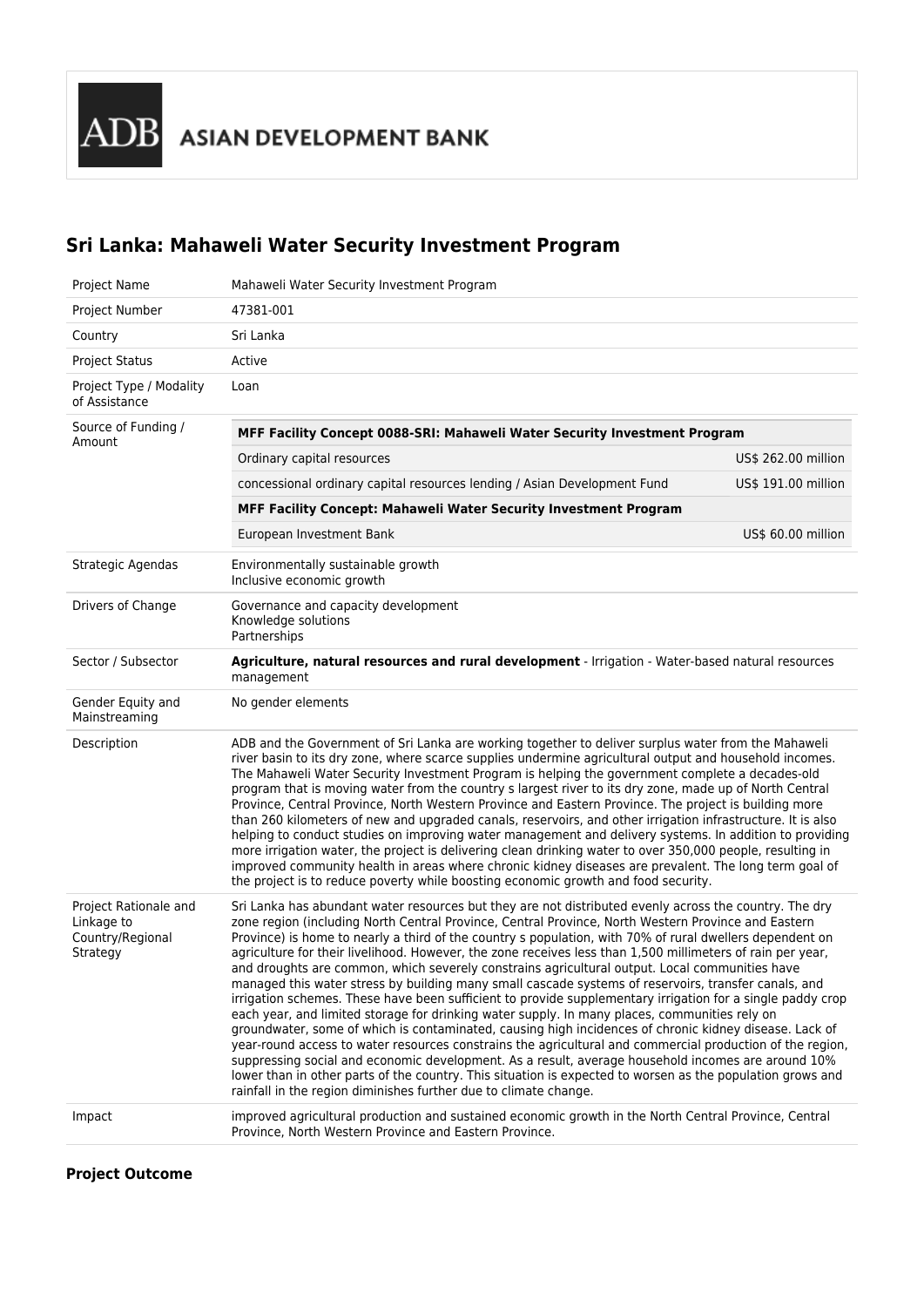**ADB** ASIAN DEVELOPMENT BANK

# Sri Lanka: Mahaweli Water Security Investment Program

| | |
|---|---|
| Project Name | Mahaweli Water Security Investment Program |
| Project Number | 47381-001 |
| Country | Sri Lanka |
| Project Status | Active |
| Project Type / Modality of Assistance | Loan |
| Source of Funding / Amount | **MFF Facility Concept 0088-SRI: Mahaweli Water Security Investment Program**<br>Ordinary capital resources — US$ 262.00 million<br>concessional ordinary capital resources lending / Asian Development Fund — US$ 191.00 million<br>**MFF Facility Concept: Mahaweli Water Security Investment Program**<br>European Investment Bank — US$ 60.00 million |
| Strategic Agendas | Environmentally sustainable growth<br>Inclusive economic growth |
| Drivers of Change | Governance and capacity development<br>Knowledge solutions<br>Partnerships |
| Sector / Subsector | **Agriculture, natural resources and rural development** - Irrigation - Water-based natural resources management |
| Gender Equity and Mainstreaming | No gender elements |
| Description | ADB and the Government of Sri Lanka are working together to deliver surplus water from the Mahaweli river basin to its dry zone, where scarce supplies undermine agricultural output and household incomes. The Mahaweli Water Security Investment Program is helping the government complete a decades-old program that is moving water from the country s largest river to its dry zone, made up of North Central Province, Central Province, North Western Province and Eastern Province. The project is building more than 260 kilometers of new and upgraded canals, reservoirs, and other irrigation infrastructure. It is also helping to conduct studies on improving water management and delivery systems. In addition to providing more irrigation water, the project is delivering clean drinking water to over 350,000 people, resulting in improved community health in areas where chronic kidney diseases are prevalent. The long term goal of the project is to reduce poverty while boosting economic growth and food security. |
| Project Rationale and Linkage to Country/Regional Strategy | Sri Lanka has abundant water resources but they are not distributed evenly across the country. The dry zone region (including North Central Province, Central Province, North Western Province and Eastern Province) is home to nearly a third of the country s population, with 70% of rural dwellers dependent on agriculture for their livelihood. However, the zone receives less than 1,500 millimeters of rain per year, and droughts are common, which severely constrains agricultural output. Local communities have managed this water stress by building many small cascade systems of reservoirs, transfer canals, and irrigation schemes. These have been sufficient to provide supplementary irrigation for a single paddy crop each year, and limited storage for drinking water supply. In many places, communities rely on groundwater, some of which is contaminated, causing high incidences of chronic kidney disease. Lack of year-round access to water resources constrains the agricultural and commercial production of the region, suppressing social and economic development. As a result, average household incomes are around 10% lower than in other parts of the country. This situation is expected to worsen as the population grows and rainfall in the region diminishes further due to climate change. |
| Impact | improved agricultural production and sustained economic growth in the North Central Province, Central Province, North Western Province and Eastern Province. |

## Project Outcome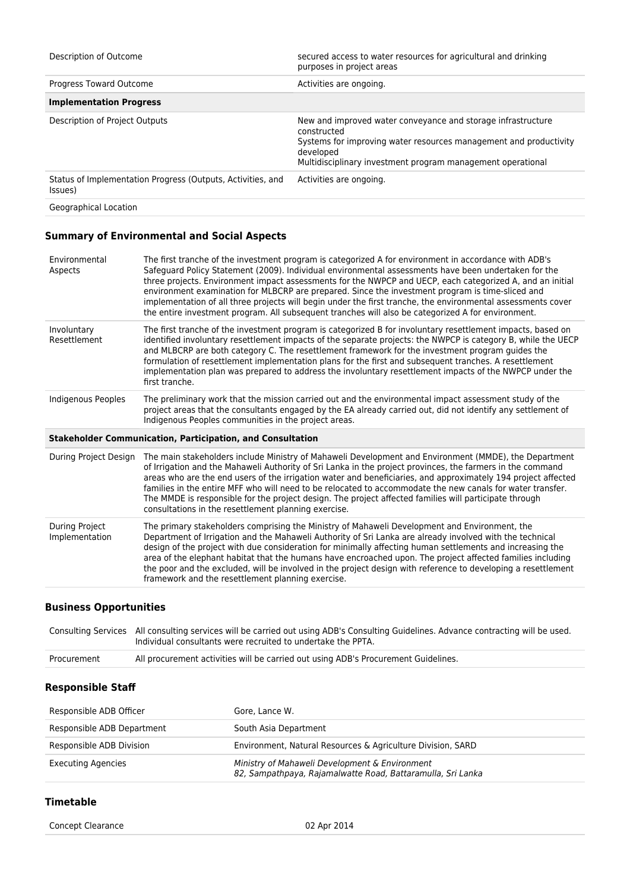| | |
|---|---|
| Description of Outcome | secured access to water resources for agricultural and drinking purposes in project areas |
| Progress Toward Outcome | Activities are ongoing. |
| **Implementation Progress** | |
| Description of Project Outputs | New and improved water conveyance and storage infrastructure constructed<br>Systems for improving water resources management and productivity developed<br>Multidisciplinary investment program management operational |
| Status of Implementation Progress (Outputs, Activities, and Issues) | Activities are ongoing. |
| Geographical Location | |

### Summary of Environmental and Social Aspects

| | |
|---|---|
| Environmental Aspects | The first tranche of the investment program is categorized A for environment in accordance with ADB's Safeguard Policy Statement (2009). Individual environmental assessments have been undertaken for the three projects. Environment impact assessments for the NWPCP and UECP, each categorized A, and an initial environment examination for MLBCRP are prepared. Since the investment program is time-sliced and implementation of all three projects will begin under the first tranche, the environmental assessments cover the entire investment program. All subsequent tranches will also be categorized A for environment. |
| Involuntary Resettlement | The first tranche of the investment program is categorized B for involuntary resettlement impacts, based on identified involuntary resettlement impacts of the separate projects: the NWPCP is category B, while the UECP and MLBCRP are both category C. The resettlement framework for the investment program guides the formulation of resettlement implementation plans for the first and subsequent tranches. A resettlement implementation plan was prepared to address the involuntary resettlement impacts of the NWPCP under the first tranche. |
| Indigenous Peoples | The preliminary work that the mission carried out and the environmental impact assessment study of the project areas that the consultants engaged by the EA already carried out, did not identify any settlement of Indigenous Peoples communities in the project areas. |
| **Stakeholder Communication, Participation, and Consultation** | |
| During Project Design | The main stakeholders include Ministry of Mahaweli Development and Environment (MMDE), the Department of Irrigation and the Mahaweli Authority of Sri Lanka in the project provinces, the farmers in the command areas who are the end users of the irrigation water and beneficiaries, and approximately 194 project affected families in the entire MFF who will need to be relocated to accommodate the new canals for water transfer. The MMDE is responsible for the project design. The project affected families will participate through consultations in the resettlement planning exercise. |
| During Project Implementation | The primary stakeholders comprising the Ministry of Mahaweli Development and Environment, the Department of Irrigation and the Mahaweli Authority of Sri Lanka are already involved with the technical design of the project with due consideration for minimally affecting human settlements and increasing the area of the elephant habitat that the humans have encroached upon. The project affected families including the poor and the excluded, will be involved in the project design with reference to developing a resettlement framework and the resettlement planning exercise. |

### Business Opportunities

| | |
|---|---|
| Consulting Services | All consulting services will be carried out using ADB's Consulting Guidelines. Advance contracting will be used. Individual consultants were recruited to undertake the PPTA. |
| Procurement | All procurement activities will be carried out using ADB's Procurement Guidelines. |

### Responsible Staff

| | |
|---|---|
| Responsible ADB Officer | Gore, Lance W. |
| Responsible ADB Department | South Asia Department |
| Responsible ADB Division | Environment, Natural Resources & Agriculture Division, SARD |
| Executing Agencies | *Ministry of Mahaweli Development & Environment*<br>*82, Sampathpaya, Rajamalwatte Road, Battaramulla, Sri Lanka* |

### Timetable

| | |
|---|---|
| Concept Clearance | 02 Apr 2014 |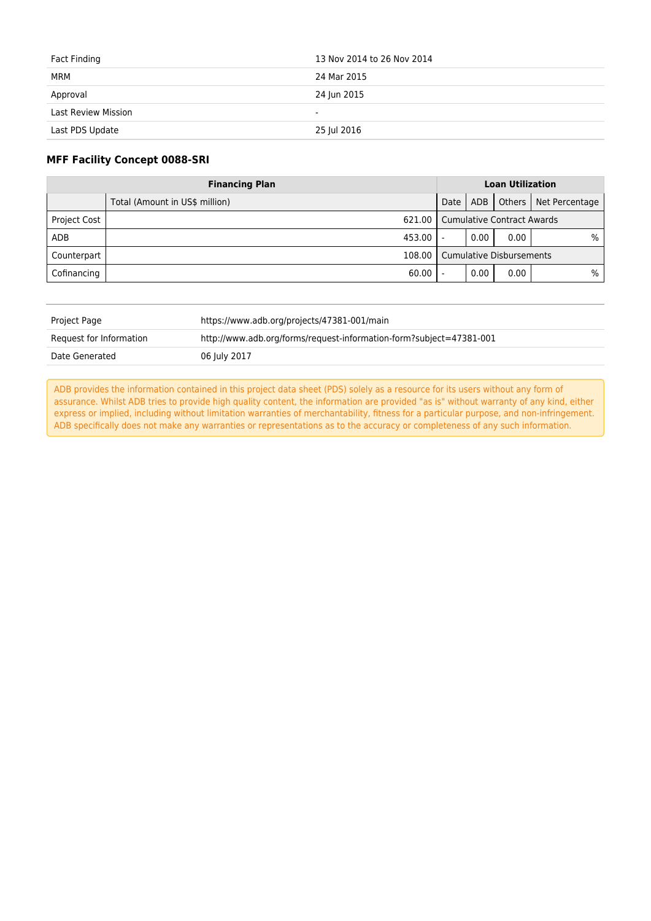| | |
|---|---|
| Fact Finding | 13 Nov 2014 to 26 Nov 2014 |
| MRM | 24 Mar 2015 |
| Approval | 24 Jun 2015 |
| Last Review Mission | - |
| Last PDS Update | 25 Jul 2016 |

### MFF Facility Concept 0088-SRI

| Financing Plan | | Loan Utilization | | | |
|---|---|---|---|---|---|
| | Total (Amount in US$ million) | Date | ADB | Others | Net Percentage |
| Project Cost | 621.00 | Cumulative Contract Awards | | | |
| ADB | 453.00 | - | 0.00 | 0.00 | % |
| Counterpart | 108.00 | Cumulative Disbursements | | | |
| Cofinancing | 60.00 | - | 0.00 | 0.00 | % |

| | |
|---|---|
| Project Page | https://www.adb.org/projects/47381-001/main |
| Request for Information | http://www.adb.org/forms/request-information-form?subject=47381-001 |
| Date Generated | 06 July 2017 |

ADB provides the information contained in this project data sheet (PDS) solely as a resource for its users without any form of assurance. Whilst ADB tries to provide high quality content, the information are provided "as is" without warranty of any kind, either express or implied, including without limitation warranties of merchantability, fitness for a particular purpose, and non-infringement. ADB specifically does not make any warranties or representations as to the accuracy or completeness of any such information.